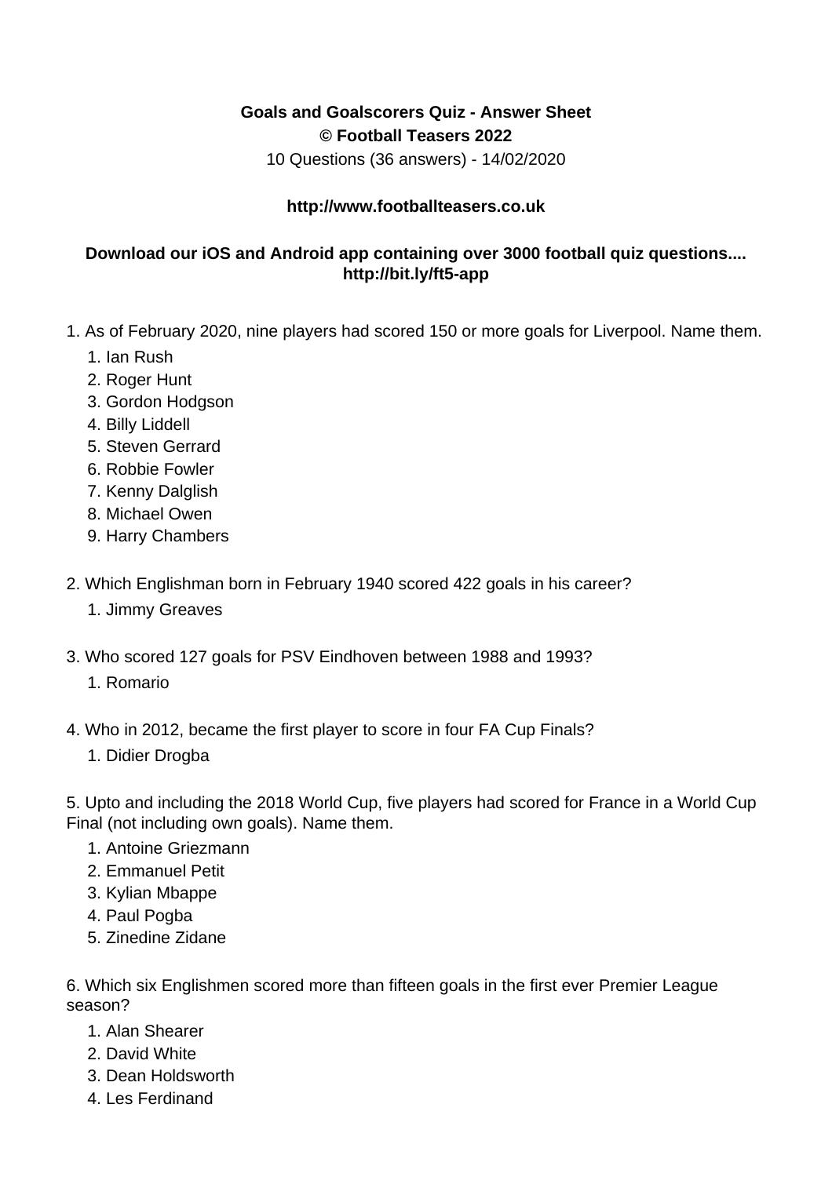**Goals and Goalscorers Quiz - Answer Sheet**
**© Football Teasers 2022**
10 Questions (36 answers) - 14/02/2020

**http://www.footballteasers.co.uk**

**Download our iOS and Android app containing over 3000 football quiz questions....**
**http://bit.ly/ft5-app**

1. As of February 2020, nine players had scored 150 or more goals for Liverpool. Name them.
    1. Ian Rush
    2. Roger Hunt
    3. Gordon Hodgson
    4. Billy Liddell
    5. Steven Gerrard
    6. Robbie Fowler
    7. Kenny Dalglish
    8. Michael Owen
    9. Harry Chambers

2. Which Englishman born in February 1940 scored 422 goals in his career?
    1. Jimmy Greaves

3. Who scored 127 goals for PSV Eindhoven between 1988 and 1993?
    1. Romario

4. Who in 2012, became the first player to score in four FA Cup Finals?
    1. Didier Drogba

5. Upto and including the 2018 World Cup, five players had scored for France in a World Cup Final (not including own goals). Name them.
    1. Antoine Griezmann
    2. Emmanuel Petit
    3. Kylian Mbappe
    4. Paul Pogba
    5. Zinedine Zidane

6. Which six Englishmen scored more than fifteen goals in the first ever Premier League season?
    1. Alan Shearer
    2. David White
    3. Dean Holdsworth
    4. Les Ferdinand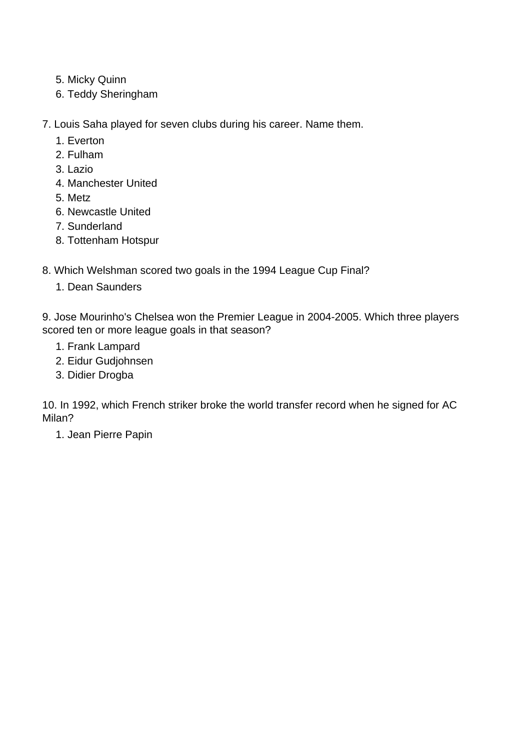5. Micky Quinn
6. Teddy Sheringham

7. Louis Saha played for seven clubs during his career. Name them.

1. Everton
2. Fulham
3. Lazio
4. Manchester United
5. Metz
6. Newcastle United
7. Sunderland
8. Tottenham Hotspur

8. Which Welshman scored two goals in the 1994 League Cup Final?

1. Dean Saunders

9. Jose Mourinho's Chelsea won the Premier League in 2004-2005. Which three players scored ten or more league goals in that season?

1. Frank Lampard
2. Eidur Gudjohnsen
3. Didier Drogba

10. In 1992, which French striker broke the world transfer record when he signed for AC Milan?

1. Jean Pierre Papin